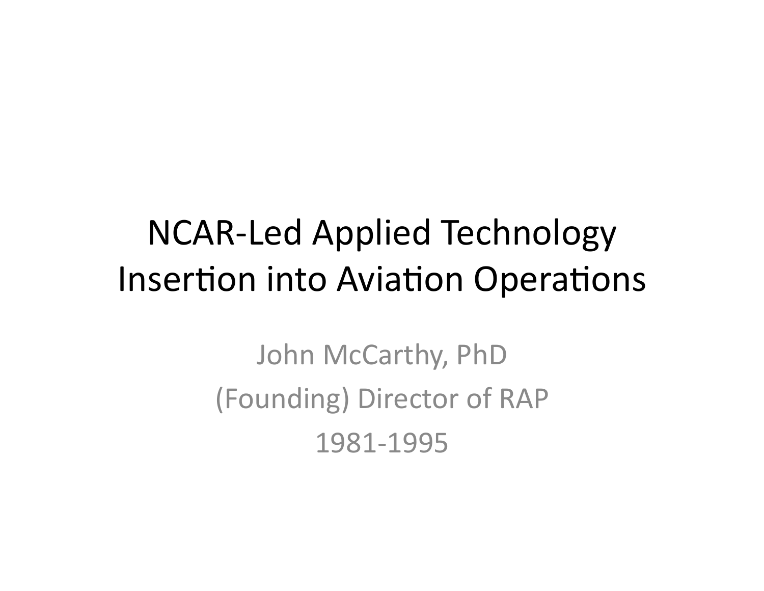# NCAR-Led Applied Technology Insertion into Aviation Operations

John McCarthy, PhD

(Founding) Director of RAP

1981-1995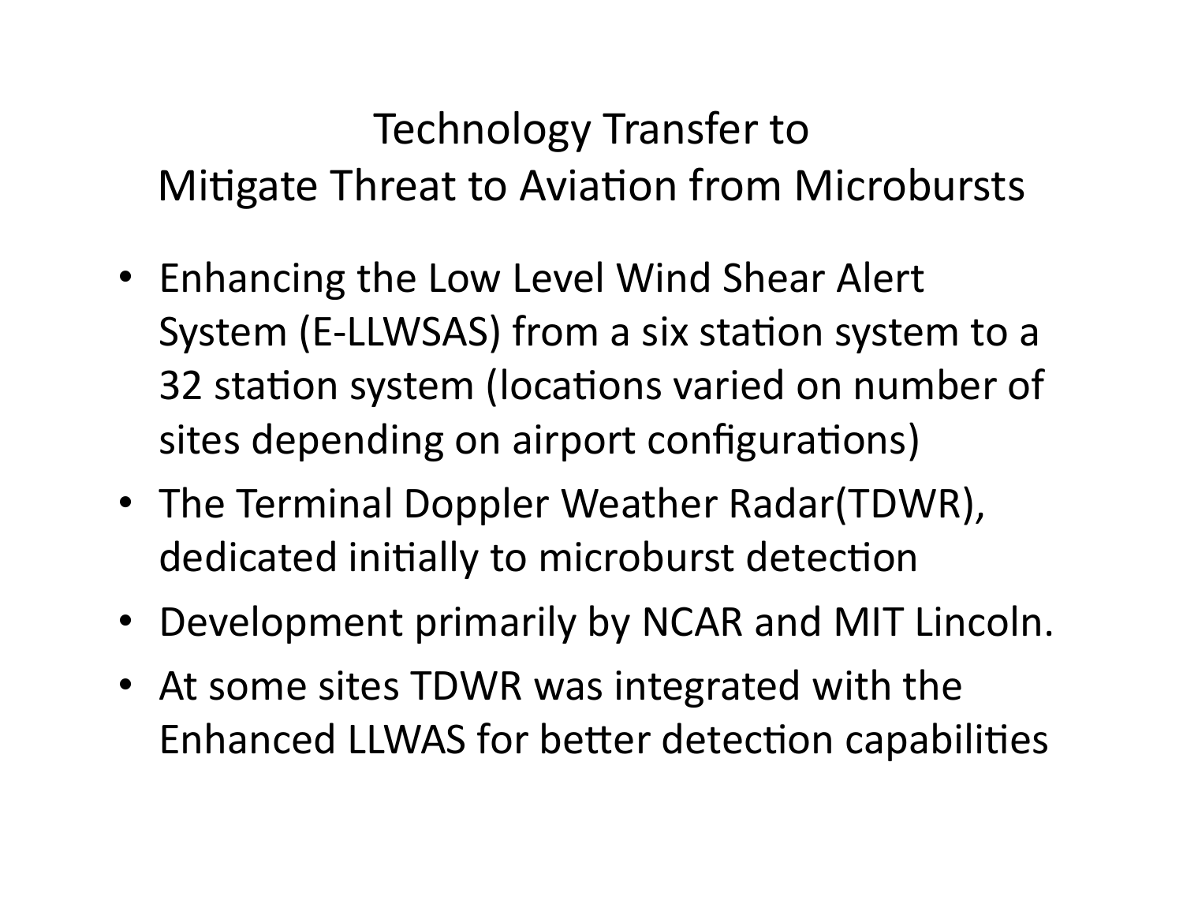# Technology Transfer to Mitigate Threat to Aviation from Microbursts

- Enhancing the Low Level Wind Shear Alert System (E-LLWSAS) from a six station system to a 32 station system (locations varied on number of sites depending on airport configurations)
- The Terminal Doppler Weather Radar(TDWR), dedicated initially to microburst detection
- Development primarily by NCAR and MIT Lincoln.
- At some sites TDWR was integrated with the Enhanced LLWAS for better detection capabilities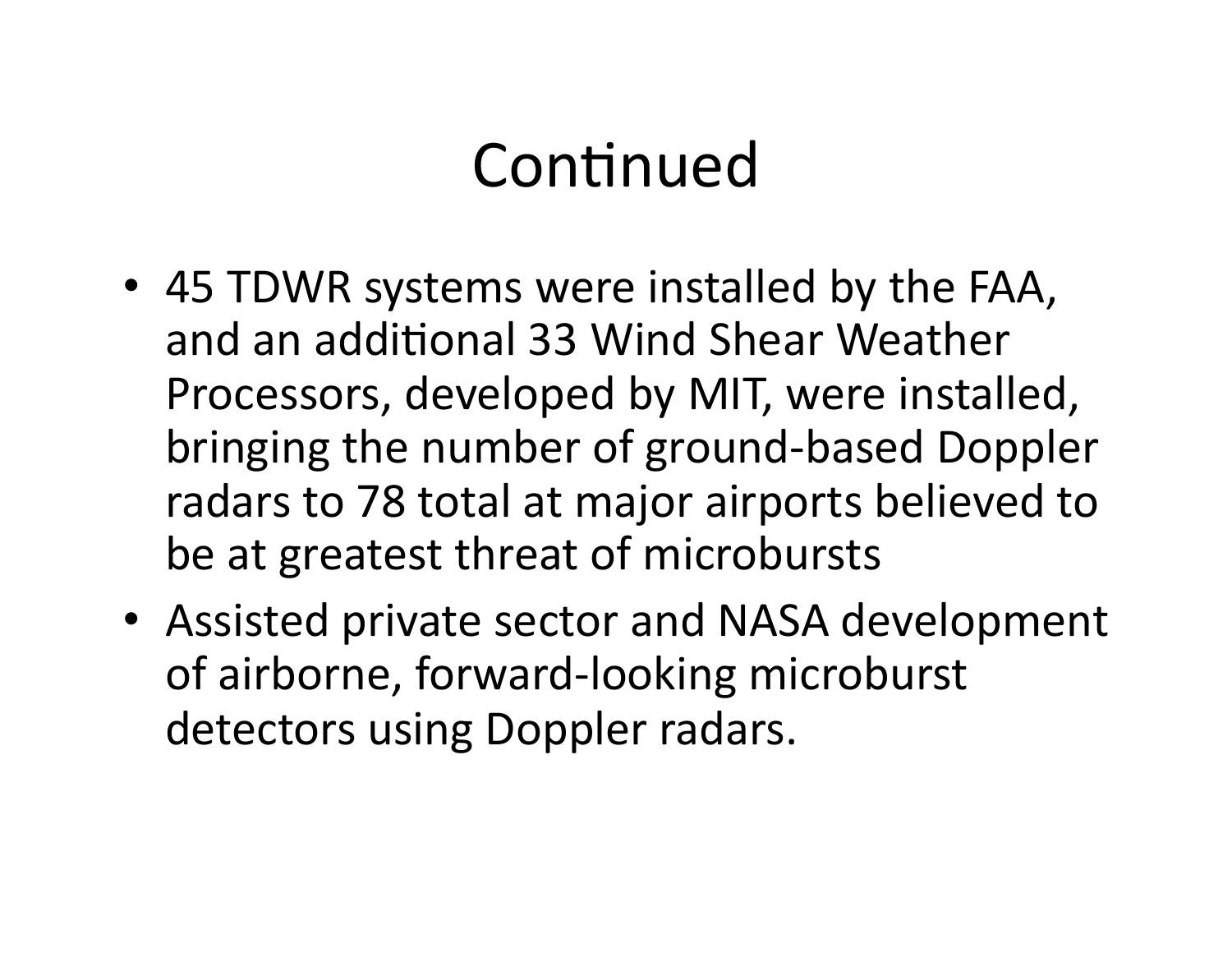# Continued

- 45 TDWR systems were installed by the FAA, and an additional 33 Wind Shear Weather Processors, developed by MIT, were installed, bringing the number of ground-based Doppler radars to 78 total at major airports believed to be at greatest threat of microbursts
- Assisted private sector and NASA development of airborne, forward-looking microburst detectors using Doppler radars.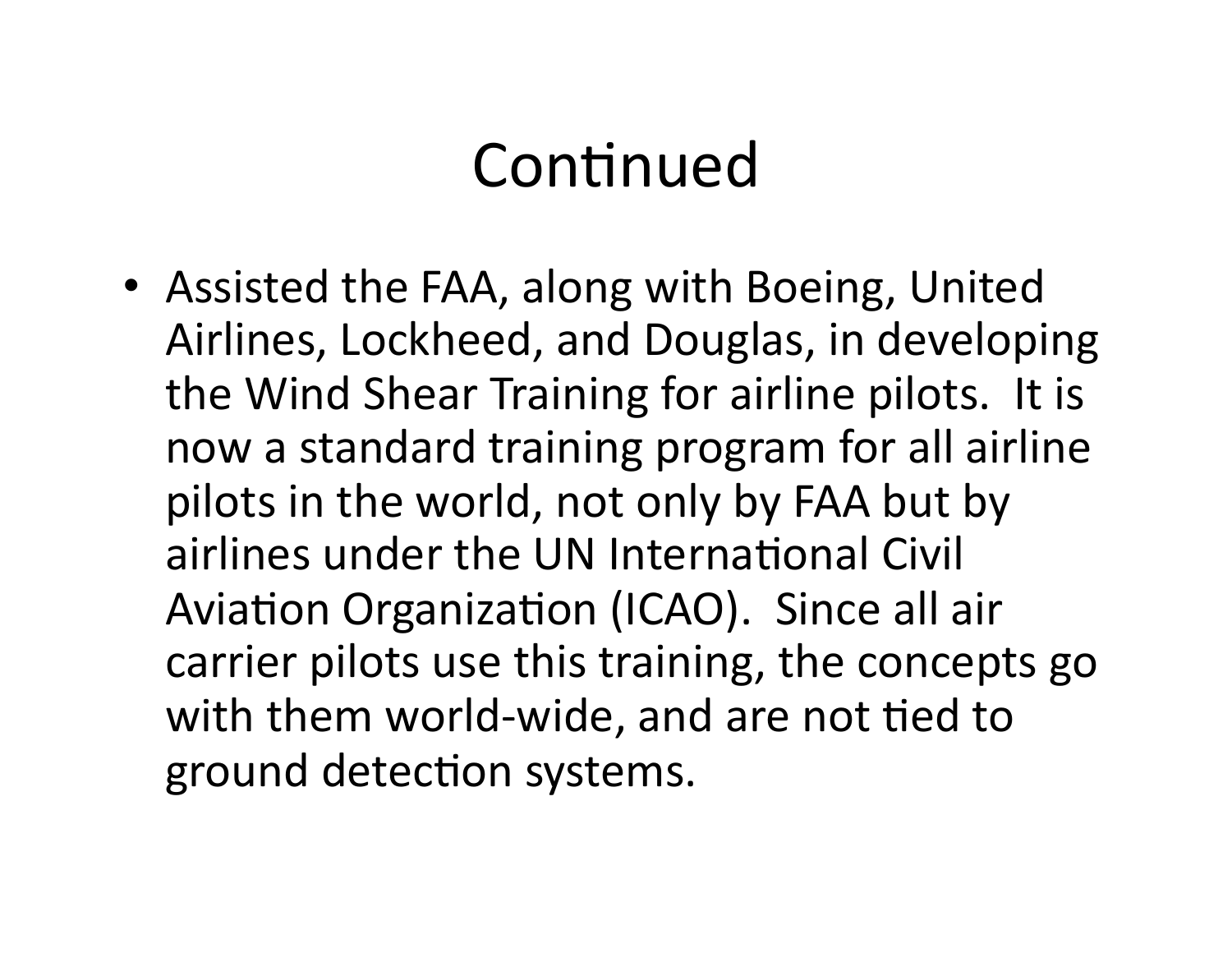# Continued

- Assisted the FAA, along with Boeing, United Airlines, Lockheed, and Douglas, in developing the Wind Shear Training for airline pilots. It is now a standard training program for all airline pilots in the world, not only by FAA but by airlines under the UN International Civil Aviation Organization (ICAO). Since all air carrier pilots use this training, the concepts go with them world-wide, and are not tied to ground detection systems.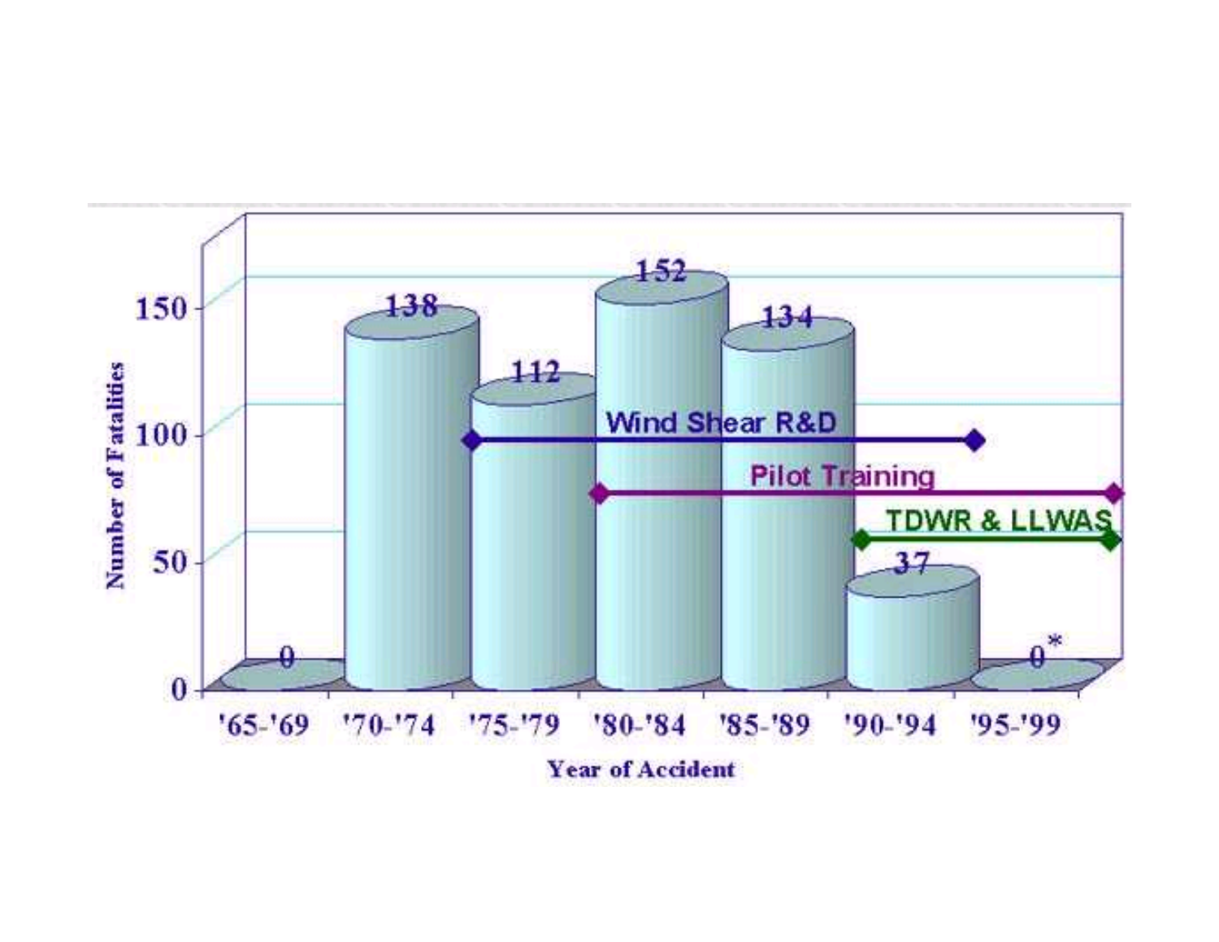| Year of Accident | Number of Fatalities |
|---|---|
| '65-'69 | 0 |
| '70-'74 | 138 |
| '75-'79 | 112 |
| '80-'84 | 152 |
| '85-'89 | 134 |
| '90-'94 | 37 |
| '95-'99 | 0* |

Wind Shear R&D

Pilot Training

TDWR & LLWAS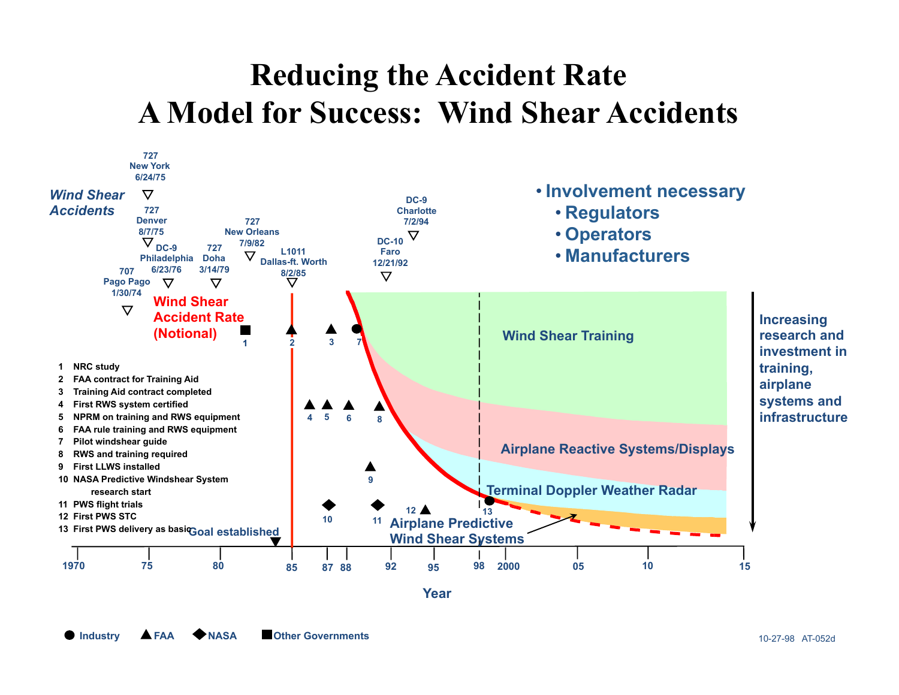# Reducing the Accident Rate
# A Model for Success: Wind Shear Accidents

*Wind Shear Accidents*

- 707 Pago Pago 1/30/74
- 727 New York 6/24/75
- 727 Denver 8/7/75
- DC-9 Philadelphia 6/23/76
- 727 Doha 3/14/79
- 727 New Orleans 7/9/82
- L1011 Dallas-ft. Worth 8/2/85
- DC-10 Faro 12/21/92
- DC-9 Charlotte 7/2/94

- Involvement necessary
  - Regulators
  - Operators
  - Manufacturers

Wind Shear Accident Rate (Notional)

1. NRC study
2. FAA contract for Training Aid
3. Training Aid contract completed
4. First RWS system certified
5. NPRM on training and RWS equipment
6. FAA rule training and RWS equipment
7. Pilot windshear guide
8. RWS and training required
9. First LLWS installed
10. NASA Predictive Windshear System research start
11. PWS flight trials
12. First PWS STC
13. First PWS delivery as basic

Goal established

Wind Shear Training

Airplane Reactive Systems/Displays

Terminal Doppler Weather Radar

Airplane Predictive Wind Shear Systems

Increasing research and investment in training, airplane systems and infrastructure

Year: 1970, 75, 80, 85, 87, 88, 92, 95, 98, 2000, 05, 10, 15

● Industry ▲ FAA ◆ NASA ■ Other Governments

10-27-98 AT-052d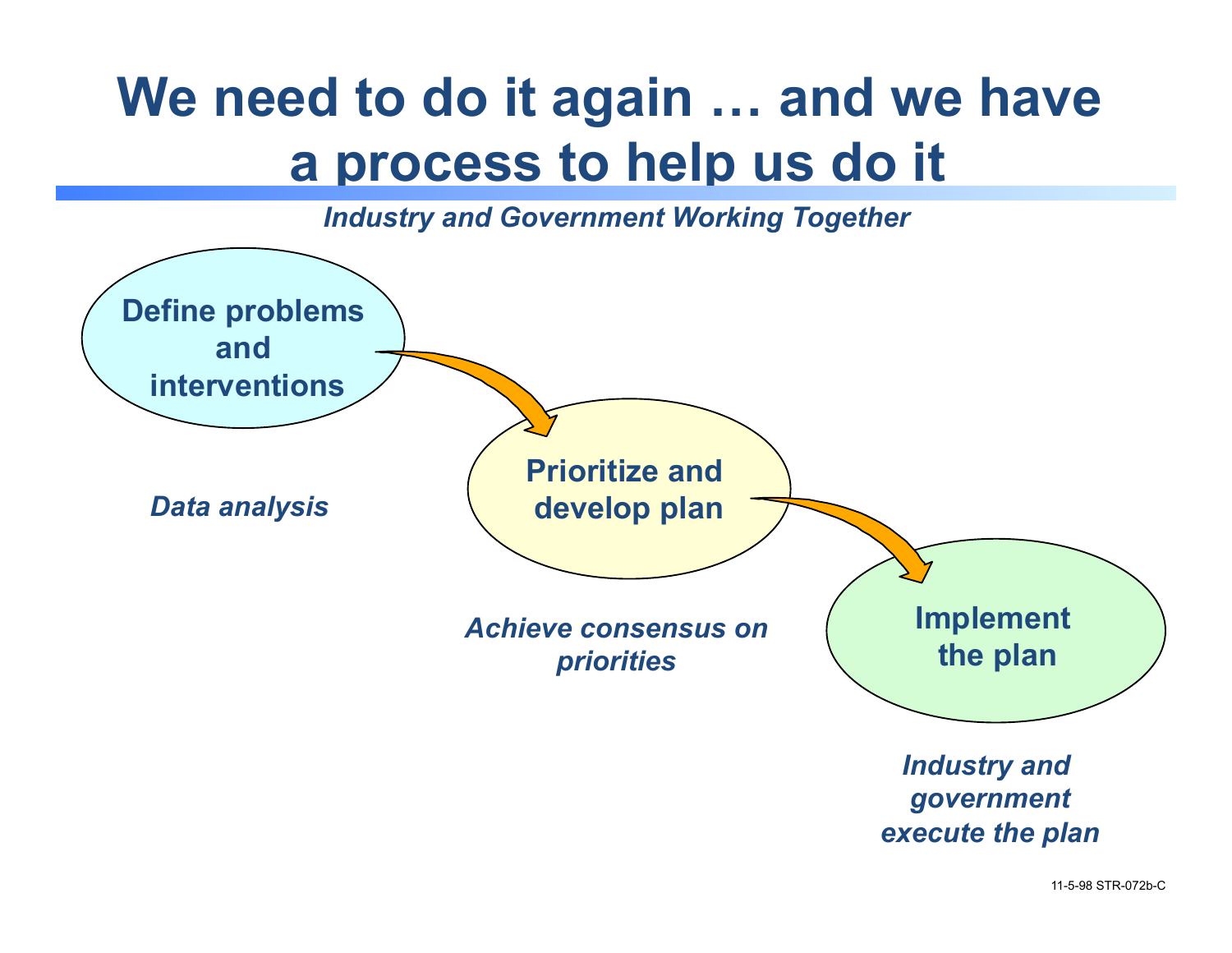# We need to do it again … and we have a process to help us do it

*Industry and Government Working Together*

**Define problems and interventions**

*Data analysis*

**Prioritize and develop plan**

*Achieve consensus on priorities*

**Implement the plan**

*Industry and government execute the plan*

11-5-98 STR-072b-C